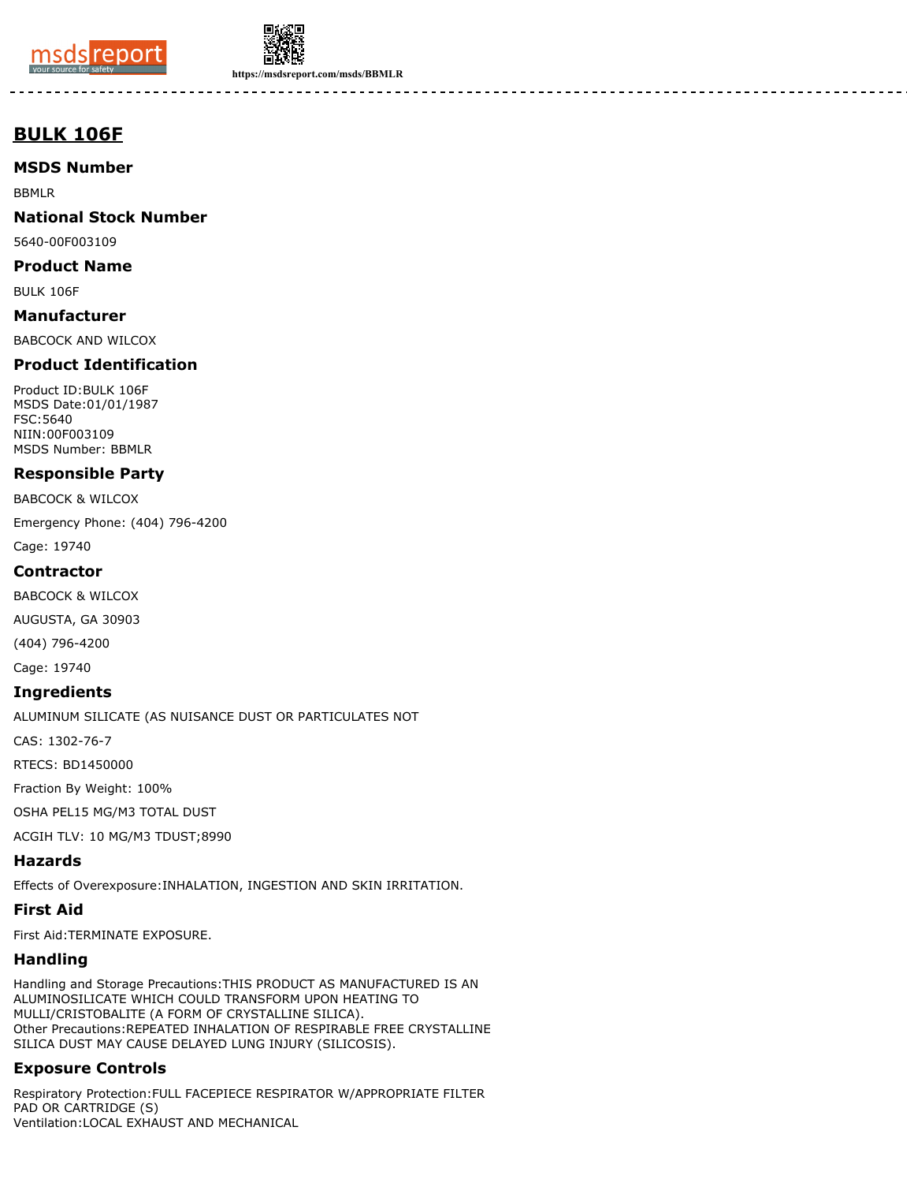# BULK 106F

## MSDS Number

BBMLR

## National Stock Number

5640-00F003109

## Product Name

BULK 106F

## Manufacturer

BABCOCK AND WILCOX

## Product Identification

Product ID:BULK 106F
MSDS Date:01/01/1987
FSC:5640
NIIN:00F003109
MSDS Number: BBMLR

## Responsible Party

BABCOCK & WILCOX

Emergency Phone: (404) 796-4200

Cage: 19740

## Contractor

BABCOCK & WILCOX

AUGUSTA, GA 30903

(404) 796-4200

Cage: 19740

## Ingredients

ALUMINUM SILICATE (AS NUISANCE DUST OR PARTICULATES NOT

CAS: 1302-76-7

RTECS: BD1450000

Fraction By Weight: 100%

OSHA PEL15 MG/M3 TOTAL DUST

ACGIH TLV: 10 MG/M3 TDUST;8990

## Hazards

Effects of Overexposure:INHALATION, INGESTION AND SKIN IRRITATION.

## First Aid

First Aid:TERMINATE EXPOSURE.

## Handling

Handling and Storage Precautions:THIS PRODUCT AS MANUFACTURED IS AN ALUMINOSILICATE WHICH COULD TRANSFORM UPON HEATING TO MULLI/CRISTOBALITE (A FORM OF CRYSTALLINE SILICA).
Other Precautions:REPEATED INHALATION OF RESPIRABLE FREE CRYSTALLINE SILICA DUST MAY CAUSE DELAYED LUNG INJURY (SILICOSIS).

## Exposure Controls

Respiratory Protection:FULL FACEPIECE RESPIRATOR W/APPROPRIATE FILTER PAD OR CARTRIDGE (S)
Ventilation:LOCAL EXHAUST AND MECHANICAL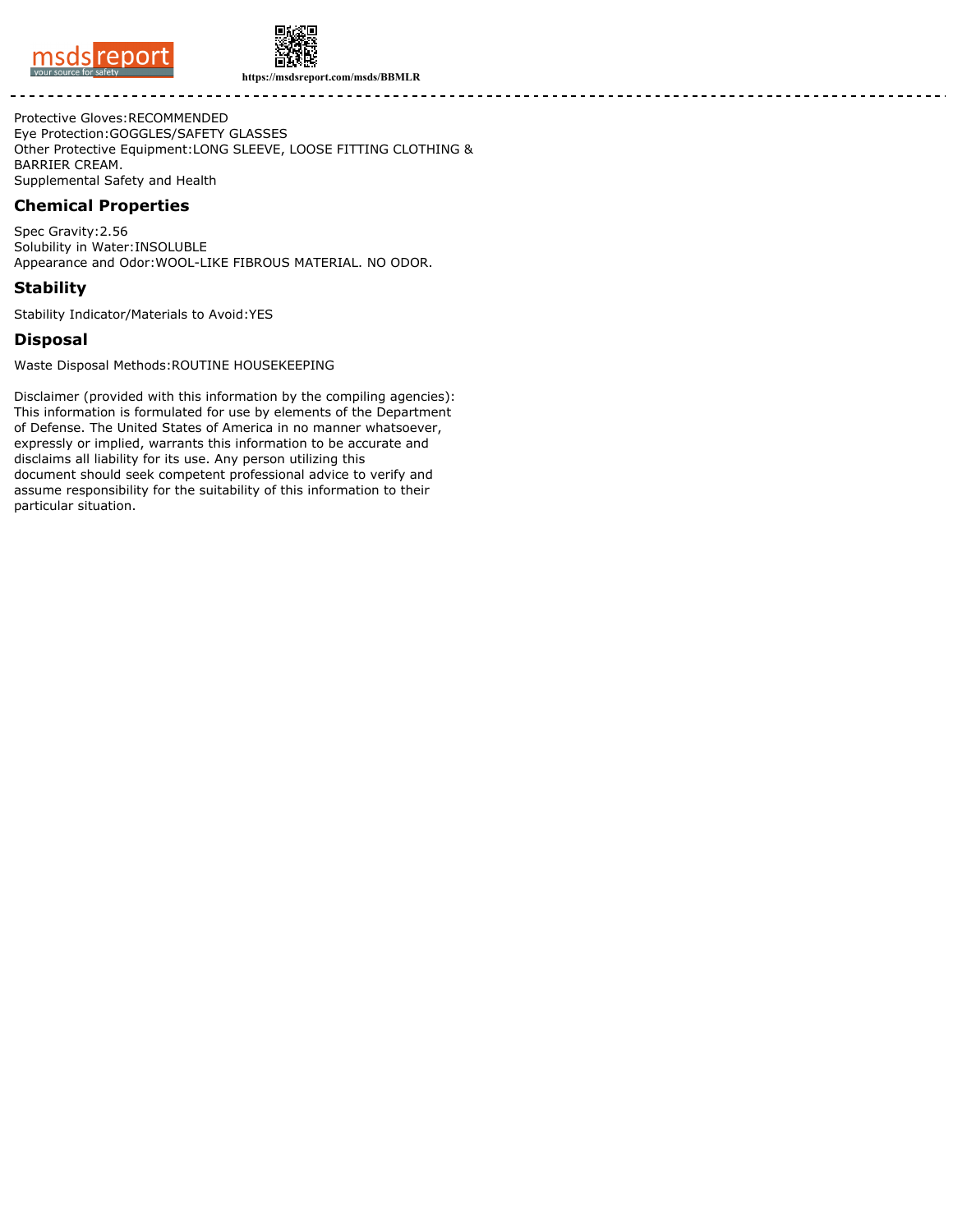Protective Gloves:RECOMMENDED
Eye Protection:GOGGLES/SAFETY GLASSES
Other Protective Equipment:LONG SLEEVE, LOOSE FITTING CLOTHING & BARRIER CREAM.
Supplemental Safety and Health

## Chemical Properties

Spec Gravity:2.56
Solubility in Water:INSOLUBLE
Appearance and Odor:WOOL-LIKE FIBROUS MATERIAL. NO ODOR.

## Stability

Stability Indicator/Materials to Avoid:YES

## Disposal

Waste Disposal Methods:ROUTINE HOUSEKEEPING

Disclaimer (provided with this information by the compiling agencies): This information is formulated for use by elements of the Department of Defense. The United States of America in no manner whatsoever, expressly or implied, warrants this information to be accurate and disclaims all liability for its use. Any person utilizing this document should seek competent professional advice to verify and assume responsibility for the suitability of this information to their particular situation.